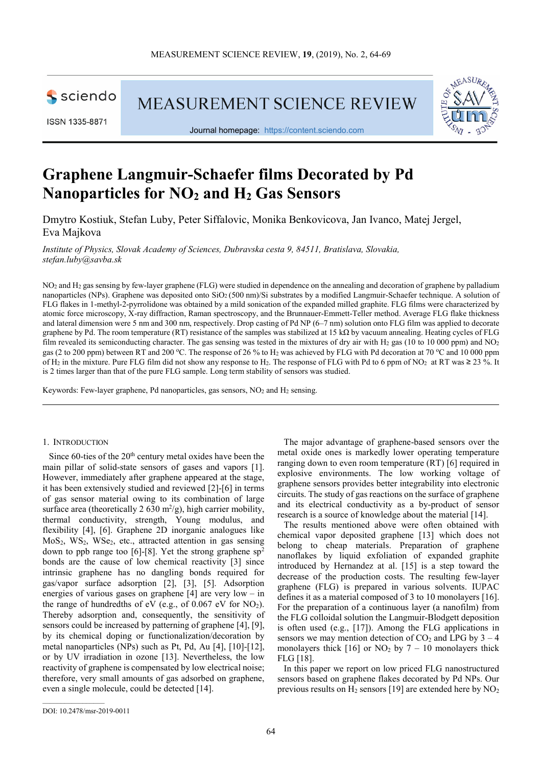# Graphene Langmuir-Schaefer films Decorated by Pd Nanoparticles for $NO_2$ and $H_2$ Gas Sensors

Dmytro Kostiuk, Stefan Luby, Peter Siffalovic, Monika Benkovicova, Jan Ivanco, Matej Jergel, Eva Majkova

*Institute of Physics, Slovak Academy of Sciences, Dubravska cesta 9, 84511, Bratislava, Slovakia, stefan.luby@savba.sk*

$NO_2$ and $H_2$ gas sensing by few-layer graphene (FLG) were studied in dependence on the annealing and decoration of graphene by palladium nanoparticles (NPs). Graphene was deposited onto $SiO_2$ (500 nm)/Si substrates by a modified Langmuir-Schaefer technique. A solution of FLG flakes in 1-methyl-2-pyrrolidone was obtained by a mild sonication of the expanded milled graphite. FLG films were characterized by atomic force microscopy, X-ray diffraction, Raman spectroscopy, and the Brunnauer-Emmett-Teller method. Average FLG flake thickness and lateral dimension were 5 nm and 300 nm, respectively. Drop casting of Pd NP (6–7 nm) solution onto FLG film was applied to decorate graphene by Pd. The room temperature (RT) resistance of the samples was stabilized at 15 kΩ by vacuum annealing. Heating cycles of FLG film revealed its semiconducting character. The gas sensing was tested in the mixtures of dry air with $H_2$ gas (10 to 10 000 ppm) and $NO_2$ gas (2 to 200 ppm) between RT and 200 ºC. The response of 26 % to $H_2$ was achieved by FLG with Pd decoration at 70 ºC and 10 000 ppm of $H_2$ in the mixture. Pure FLG film did not show any response to $H_2$. The response of FLG with Pd to 6 ppm of $NO_2$ at RT was ≥ 23 %. It is 2 times larger than that of the pure FLG sample. Long term stability of sensors was studied.

Keywords: Few-layer graphene, Pd nanoparticles, gas sensors, $NO_2$ and $H_2$ sensing.

## 1. Introduction

Since 60-ties of the 20th century metal oxides have been the main pillar of solid-state sensors of gases and vapors [1]. However, immediately after graphene appeared at the stage, it has been extensively studied and reviewed [2]-[6] in terms of gas sensor material owing to its combination of large surface area (theoretically 2 630 $m^2$/g), high carrier mobility, thermal conductivity, strength, Young modulus, and flexibility [4], [6]. Graphene 2D inorganic analogues like $MoS_2$, $WS_2$, $WSe_2$, etc., attracted attention in gas sensing down to ppb range too [6]-[8]. Yet the strong graphene $sp^2$ bonds are the cause of low chemical reactivity [3] since intrinsic graphene has no dangling bonds required for gas/vapor surface adsorption [2], [3], [5]. Adsorption energies of various gases on graphene [4] are very low – in the range of hundredths of eV (e.g., of 0.067 eV for $NO_2$). Thereby adsorption and, consequently, the sensitivity of sensors could be increased by patterning of graphene [4], [9], by its chemical doping or functionalization/decoration by metal nanoparticles (NPs) such as Pt, Pd, Au [4], [10]-[12], or by UV irradiation in ozone [13]. Nevertheless, the low reactivity of graphene is compensated by low electrical noise; therefore, very small amounts of gas adsorbed on graphene, even a single molecule, could be detected [14].

The major advantage of graphene-based sensors over the metal oxide ones is markedly lower operating temperature ranging down to even room temperature (RT) [6] required in explosive environments. The low working voltage of graphene sensors provides better integrability into electronic circuits. The study of gas reactions on the surface of graphene and its electrical conductivity as a by-product of sensor research is a source of knowledge about the material [14].

The results mentioned above were often obtained with chemical vapor deposited graphene [13] which does not belong to cheap materials. Preparation of graphene nanoflakes by liquid exfoliation of expanded graphite introduced by Hernandez at al. [15] is a step toward the decrease of the production costs. The resulting few-layer graphene (FLG) is prepared in various solvents. IUPAC defines it as a material composed of 3 to 10 monolayers [16]. For the preparation of a continuous layer (a nanofilm) from the FLG colloidal solution the Langmuir-Blodgett deposition is often used (e.g., [17]). Among the FLG applications in sensors we may mention detection of $CO_2$ and LPG by 3 – 4 monolayers thick [16] or $NO_2$ by 7 – 10 monolayers thick FLG [18].

In this paper we report on low priced FLG nanostructured sensors based on graphene flakes decorated by Pd NPs. Our previous results on $H_2$ sensors [19] are extended here by $NO_2$

DOI: 10.2478/msr-2019-0011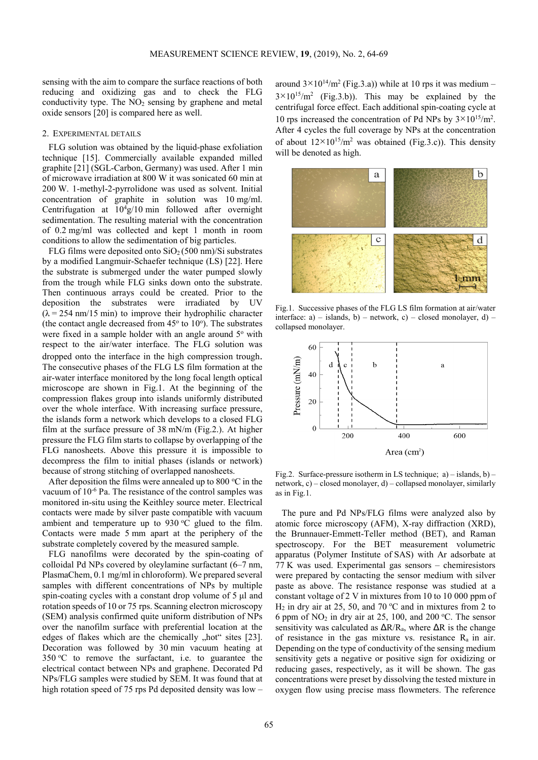sensing with the aim to compare the surface reactions of both reducing and oxidizing gas and to check the FLG conductivity type. The $NO_2$ sensing by graphene and metal oxide sensors [20] is compared here as well.

## 2. EXPERIMENTAL DETAILS

FLG solution was obtained by the liquid-phase exfoliation technique [15]. Commercially available expanded milled graphite [21] (SGL-Carbon, Germany) was used. After 1 min of microwave irradiation at 800 W it was sonicated 60 min at 200 W. 1-methyl-2-pyrrolidone was used as solvent. Initial concentration of graphite in solution was 10 mg/ml. Centrifugation at $10^4$g/10 min followed after overnight sedimentation. The resulting material with the concentration of 0.2 mg/ml was collected and kept 1 month in room conditions to allow the sedimentation of big particles.

FLG films were deposited onto $SiO_2$ (500 nm)/Si substrates by a modified Langmuir-Schaefer technique (LS) [22]. Here the substrate is submerged under the water pumped slowly from the trough while FLG sinks down onto the substrate. Then continuous arrays could be created. Prior to the deposition the substrates were irradiated by UV ($\lambda$ = 254 nm/15 min) to improve their hydrophilic character (the contact angle decreased from 45° to 10°). The substrates were fixed in a sample holder with an angle around 5° with respect to the air/water interface. The FLG solution was dropped onto the interface in the high compression trough. The consecutive phases of the FLG LS film formation at the air-water interface monitored by the long focal length optical microscope are shown in Fig.1. At the beginning of the compression flakes group into islands uniformly distributed over the whole interface. With increasing surface pressure, the islands form a network which develops to a closed FLG film at the surface pressure of 38 mN/m (Fig.2.). At higher pressure the FLG film starts to collapse by overlapping of the FLG nanosheets. Above this pressure it is impossible to decompress the film to initial phases (islands or network) because of strong stitching of overlapped nanosheets.

After deposition the films were annealed up to 800 °C in the vacuum of $10^{-6}$ Pa. The resistance of the control samples was monitored in-situ using the Keithley source meter. Electrical contacts were made by silver paste compatible with vacuum ambient and temperature up to 930 °C glued to the film. Contacts were made 5 mm apart at the periphery of the substrate completely covered by the measured sample.

FLG nanofilms were decorated by the spin-coating of colloidal Pd NPs covered by oleylamine surfactant (6–7 nm, PlasmaChem, 0.1 mg/ml in chloroform). We prepared several samples with different concentrations of NPs by multiple spin-coating cycles with a constant drop volume of 5 µl and rotation speeds of 10 or 75 rps. Scanning electron microscopy (SEM) analysis confirmed quite uniform distribution of NPs over the nanofilm surface with preferential location at the edges of flakes which are the chemically „hot" sites [23]. Decoration was followed by 30 min vacuum heating at 350 °C to remove the surfactant, i.e. to guarantee the electrical contact between NPs and graphene. Decorated Pd NPs/FLG samples were studied by SEM. It was found that at high rotation speed of 75 rps Pd deposited density was low – around $3\times10^{14}$/m$^2$ (Fig.3.a)) while at 10 rps it was medium – $3\times10^{15}$/m$^2$ (Fig.3.b)). This may be explained by the centrifugal force effect. Each additional spin-coating cycle at 10 rps increased the concentration of Pd NPs by $3\times10^{15}$/m$^2$. After 4 cycles the full coverage by NPs at the concentration of about $12\times10^{15}$/m$^2$ was obtained (Fig.3.c)). This density will be denoted as high.

Fig.1. Successive phases of the FLG LS film formation at air/water interface: a) – islands, b) – network, c) – closed monolayer, d) – collapsed monolayer.

Fig.2. Surface-pressure isotherm in LS technique; a) – islands, b) – network, c) – closed monolayer, d) – collapsed monolayer, similarly as in Fig.1.

The pure and Pd NPs/FLG films were analyzed also by atomic force microscopy (AFM), X-ray diffraction (XRD), the Brunnauer-Emmett-Teller method (BET), and Raman spectroscopy. For the BET measurement volumetric apparatus (Polymer Institute of SAS) with Ar adsorbate at 77 K was used. Experimental gas sensors – chemiresistors were prepared by contacting the sensor medium with silver paste as above. The resistance response was studied at a constant voltage of 2 V in mixtures from 10 to 10 000 ppm of $H_2$ in dry air at 25, 50, and 70 °C and in mixtures from 2 to 6 ppm of $NO_2$ in dry air at 25, 100, and 200 °C. The sensor sensitivity was calculated as $\Delta R/R_a$, where $\Delta R$ is the change of resistance in the gas mixture vs. resistance $R_a$ in air. Depending on the type of conductivity of the sensing medium sensitivity gets a negative or positive sign for oxidizing or reducing gases, respectively, as it will be shown. The gas concentrations were preset by dissolving the tested mixture in oxygen flow using precise mass flowmeters. The reference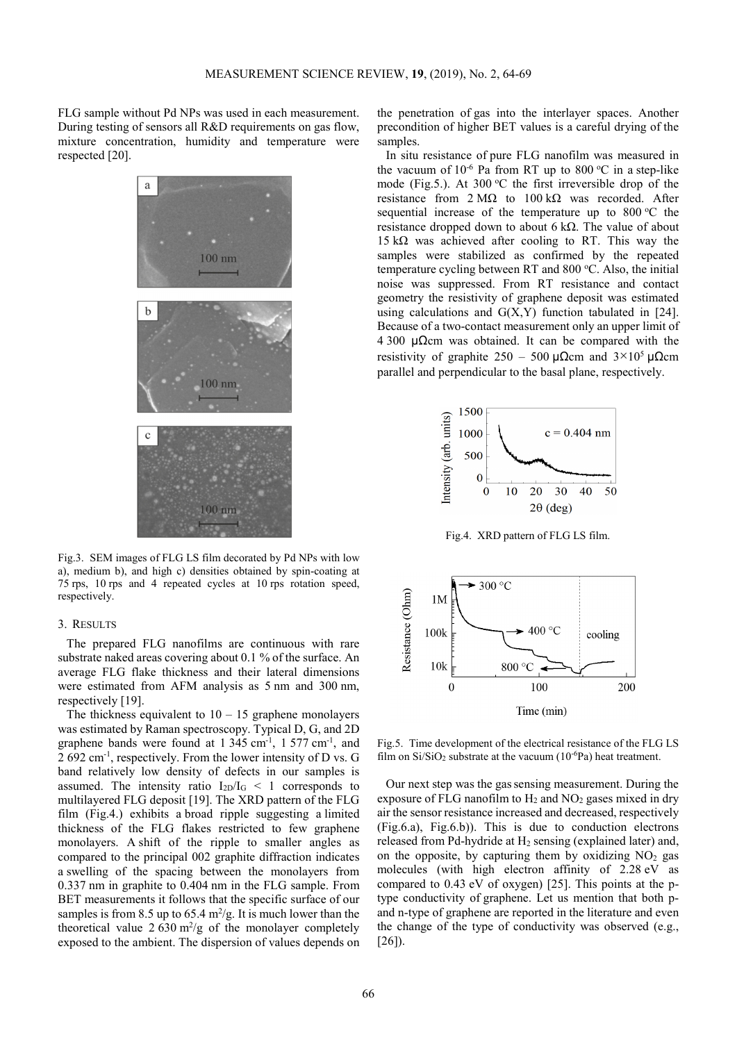FLG sample without Pd NPs was used in each measurement. During testing of sensors all R&D requirements on gas flow, mixture concentration, humidity and temperature were respected [20].

Fig.3. SEM images of FLG LS film decorated by Pd NPs with low a), medium b), and high c) densities obtained by spin-coating at 75 rps, 10 rps and 4 repeated cycles at 10 rps rotation speed, respectively.

## 3. Results

The prepared FLG nanofilms are continuous with rare substrate naked areas covering about 0.1 % of the surface. An average FLG flake thickness and their lateral dimensions were estimated from AFM analysis as 5 nm and 300 nm, respectively [19].

The thickness equivalent to 10 – 15 graphene monolayers was estimated by Raman spectroscopy. Typical D, G, and 2D graphene bands were found at 1 345 $cm^{-1}$, 1 577 $cm^{-1}$, and 2 692 $cm^{-1}$, respectively. From the lower intensity of D vs. G band relatively low density of defects in our samples is assumed. The intensity ratio $I_{2D}/I_G < 1$ corresponds to multilayered FLG deposit [19]. The XRD pattern of the FLG film (Fig.4.) exhibits a broad ripple suggesting a limited thickness of the FLG flakes restricted to few graphene monolayers. A shift of the ripple to smaller angles as compared to the principal 002 graphite diffraction indicates a swelling of the spacing between the monolayers from 0.337 nm in graphite to 0.404 nm in the FLG sample. From BET measurements it follows that the specific surface of our samples is from 8.5 up to 65.4 $m^2/g$. It is much lower than the theoretical value 2 630 $m^2/g$ of the monolayer completely exposed to the ambient. The dispersion of values depends on the penetration of gas into the interlayer spaces. Another precondition of higher BET values is a careful drying of the samples.

In situ resistance of pure FLG nanofilm was measured in the vacuum of $10^{-6}$ Pa from RT up to 800 °C in a step-like mode (Fig.5.). At 300 °C the first irreversible drop of the resistance from 2 MΩ to 100 kΩ was recorded. After sequential increase of the temperature up to 800 °C the resistance dropped down to about 6 kΩ. The value of about 15 kΩ was achieved after cooling to RT. This way the samples were stabilized as confirmed by the repeated temperature cycling between RT and 800 °C. Also, the initial noise was suppressed. From RT resistance and contact geometry the resistivity of graphene deposit was estimated using calculations and G(X,Y) function tabulated in [24]. Because of a two-contact measurement only an upper limit of 4 300 μΩcm was obtained. It can be compared with the resistivity of graphite 250 – 500 μΩcm and $3\times10^5$ μΩcm parallel and perpendicular to the basal plane, respectively.

Fig.4. XRD pattern of FLG LS film.

Fig.5. Time development of the electrical resistance of the FLG LS film on $Si/SiO_2$ substrate at the vacuum ($10^{-6}$Pa) heat treatment.

Our next step was the gas sensing measurement. During the exposure of FLG nanofilm to $H_2$ and $NO_2$ gases mixed in dry air the sensor resistance increased and decreased, respectively (Fig.6.a), Fig.6.b)). This is due to conduction electrons released from Pd-hydride at $H_2$ sensing (explained later) and, on the opposite, by capturing them by oxidizing $NO_2$ gas molecules (with high electron affinity of 2.28 eV as compared to 0.43 eV of oxygen) [25]. This points at the p-type conductivity of graphene. Let us mention that both p- and n-type of graphene are reported in the literature and even the change of the type of conductivity was observed (e.g., [26]).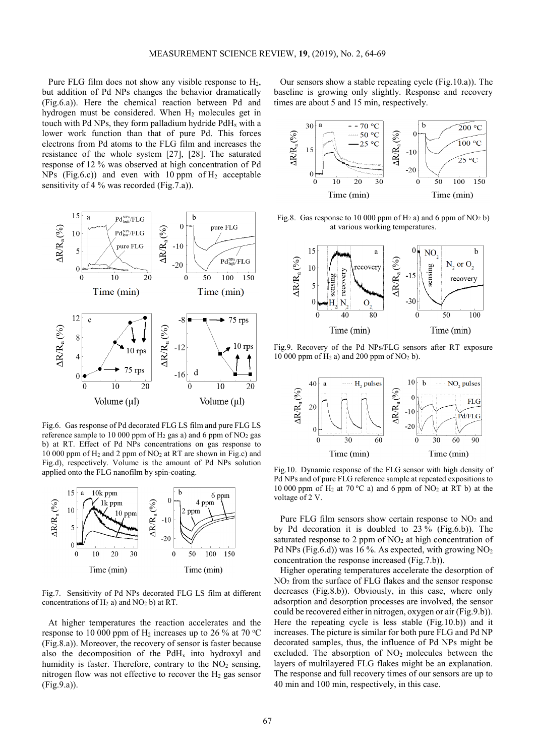Pure FLG film does not show any visible response to $H_2$, but addition of Pd NPs changes the behavior dramatically (Fig.6.a)). Here the chemical reaction between Pd and hydrogen must be considered. When $H_2$ molecules get in touch with Pd NPs, they form palladium hydride $PdH_x$ with a lower work function than that of pure Pd. This forces electrons from Pd atoms to the FLG film and increases the resistance of the whole system [27], [28]. The saturated response of 12 % was observed at high concentration of Pd NPs (Fig.6.c)) and even with 10 ppm of $H_2$ acceptable sensitivity of 4 % was recorded (Fig.7.a)).

Fig.6. Gas response of Pd decorated FLG LS film and pure FLG LS reference sample to 10 000 ppm of $H_2$ gas a) and 6 ppm of $NO_2$ gas b) at RT. Effect of Pd NPs concentrations on gas response to 10 000 ppm of $H_2$ and 2 ppm of $NO_2$ at RT are shown in Fig.c) and Fig.d), respectively. Volume is the amount of Pd NPs solution applied onto the FLG nanofilm by spin-coating.

Fig.7. Sensitivity of Pd NPs decorated FLG LS film at different concentrations of $H_2$ a) and $NO_2$ b) at RT.

At higher temperatures the reaction accelerates and the response to 10 000 ppm of $H_2$ increases up to 26 % at 70 °C (Fig.8.a)). Moreover, the recovery of sensor is faster because also the decomposition of the $PdH_x$ into hydroxyl and humidity is faster. Therefore, contrary to the $NO_2$ sensing, nitrogen flow was not effective to recover the $H_2$ gas sensor (Fig.9.a)).

Our sensors show a stable repeating cycle (Fig.10.a)). The baseline is growing only slightly. Response and recovery times are about 5 and 15 min, respectively.

Fig.8. Gas response to 10 000 ppm of $H_2$ a) and 6 ppm of $NO_2$ b) at various working temperatures.

Fig.9. Recovery of the Pd NPs/FLG sensors after RT exposure 10 000 ppm of $H_2$ a) and 200 ppm of $NO_2$ b).

Fig.10. Dynamic response of the FLG sensor with high density of Pd NPs and of pure FLG reference sample at repeated expositions to 10 000 ppm of $H_2$ at 70 °C a) and 6 ppm of $NO_2$ at RT b) at the voltage of 2 V.

Pure FLG film sensors show certain response to $NO_2$ and by Pd decoration it is doubled to 23 % (Fig.6.b)). The saturated response to 2 ppm of $NO_2$ at high concentration of Pd NPs (Fig.6.d)) was 16 %. As expected, with growing $NO_2$ concentration the response increased (Fig.7.b)).

Higher operating temperatures accelerate the desorption of $NO_2$ from the surface of FLG flakes and the sensor response decreases (Fig.8.b)). Obviously, in this case, where only adsorption and desorption processes are involved, the sensor could be recovered either in nitrogen, oxygen or air (Fig.9.b)). Here the repeating cycle is less stable (Fig.10.b)) and it increases. The picture is similar for both pure FLG and Pd NP decorated samples, thus, the influence of Pd NPs might be excluded. The absorption of $NO_2$ molecules between the layers of multilayered FLG flakes might be an explanation. The response and full recovery times of our sensors are up to 40 min and 100 min, respectively, in this case.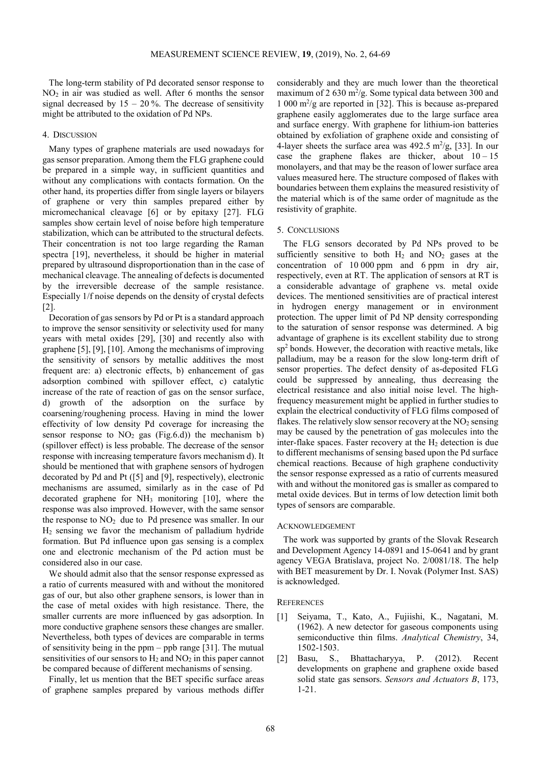The long-term stability of Pd decorated sensor response to $NO_2$ in air was studied as well. After 6 months the sensor signal decreased by 15 – 20 %. The decrease of sensitivity might be attributed to the oxidation of Pd NPs.

## 4. Discussion

Many types of graphene materials are used nowadays for gas sensor preparation. Among them the FLG graphene could be prepared in a simple way, in sufficient quantities and without any complications with contacts formation. On the other hand, its properties differ from single layers or bilayers of graphene or very thin samples prepared either by micromechanical cleavage [6] or by epitaxy [27]. FLG samples show certain level of noise before high temperature stabilization, which can be attributed to the structural defects. Their concentration is not too large regarding the Raman spectra [19], nevertheless, it should be higher in material prepared by ultrasound disproportionation than in the case of mechanical cleavage. The annealing of defects is documented by the irreversible decrease of the sample resistance. Especially 1/f noise depends on the density of crystal defects [2].

Decoration of gas sensors by Pd or Pt is a standard approach to improve the sensor sensitivity or selectivity used for many years with metal oxides [29], [30] and recently also with graphene [5], [9], [10]. Among the mechanisms of improving the sensitivity of sensors by metallic additives the most frequent are: a) electronic effects, b) enhancement of gas adsorption combined with spillover effect, c) catalytic increase of the rate of reaction of gas on the sensor surface, d) growth of the adsorption on the surface by coarsening/roughening process. Having in mind the lower effectivity of low density Pd coverage for increasing the sensor response to $NO_2$ gas (Fig.6.d)) the mechanism b) (spillover effect) is less probable. The decrease of the sensor response with increasing temperature favors mechanism d). It should be mentioned that with graphene sensors of hydrogen decorated by Pd and Pt ([5] and [9], respectively), electronic mechanisms are assumed, similarly as in the case of Pd decorated graphene for $NH_3$ monitoring [10], where the response was also improved. However, with the same sensor the response to $NO_2$ due to Pd presence was smaller. In our $H_2$ sensing we favor the mechanism of palladium hydride formation. But Pd influence upon gas sensing is a complex one and electronic mechanism of the Pd action must be considered also in our case.

We should admit also that the sensor response expressed as a ratio of currents measured with and without the monitored gas of our, but also other graphene sensors, is lower than in the case of metal oxides with high resistance. There, the smaller currents are more influenced by gas adsorption. In more conductive graphene sensors these changes are smaller. Nevertheless, both types of devices are comparable in terms of sensitivity being in the ppm – ppb range [31]. The mutual sensitivities of our sensors to $H_2$ and $NO_2$ in this paper cannot be compared because of different mechanisms of sensing.

Finally, let us mention that the BET specific surface areas of graphene samples prepared by various methods differ considerably and they are much lower than the theoretical maximum of 2 630 $m^2/g$. Some typical data between 300 and 1 000 $m^2/g$ are reported in [32]. This is because as-prepared graphene easily agglomerates due to the large surface area and surface energy. With graphene for lithium-ion batteries obtained by exfoliation of graphene oxide and consisting of 4-layer sheets the surface area was 492.5 $m^2/g$, [33]. In our case the graphene flakes are thicker, about 10 – 15 monolayers, and that may be the reason of lower surface area values measured here. The structure composed of flakes with boundaries between them explains the measured resistivity of the material which is of the same order of magnitude as the resistivity of graphite.

## 5. Conclusions

The FLG sensors decorated by Pd NPs proved to be sufficiently sensitive to both $H_2$ and $NO_2$ gases at the concentration of 10 000 ppm and 6 ppm in dry air, respectively, even at RT. The application of sensors at RT is a considerable advantage of graphene vs. metal oxide devices. The mentioned sensitivities are of practical interest in hydrogen energy management or in environment protection. The upper limit of Pd NP density corresponding to the saturation of sensor response was determined. A big advantage of graphene is its excellent stability due to strong $sp^2$ bonds. However, the decoration with reactive metals, like palladium, may be a reason for the slow long-term drift of sensor properties. The defect density of as-deposited FLG could be suppressed by annealing, thus decreasing the electrical resistance and also initial noise level. The high-frequency measurement might be applied in further studies to explain the electrical conductivity of FLG films composed of flakes. The relatively slow sensor recovery at the $NO_2$ sensing may be caused by the penetration of gas molecules into the inter-flake spaces. Faster recovery at the $H_2$ detection is due to different mechanisms of sensing based upon the Pd surface chemical reactions. Because of high graphene conductivity the sensor response expressed as a ratio of currents measured with and without the monitored gas is smaller as compared to metal oxide devices. But in terms of low detection limit both types of sensors are comparable.

## Acknowledgement

The work was supported by grants of the Slovak Research and Development Agency 14-0891 and 15-0641 and by grant agency VEGA Bratislava, project No. 2/0081/18. The help with BET measurement by Dr. I. Novak (Polymer Inst. SAS) is acknowledged.

## References

[1] Seiyama, T., Kato, A., Fujiishi, K., Nagatani, M. (1962). A new detector for gaseous components using semiconductive thin films. *Analytical Chemistry*, 34, 1502-1503.

[2] Basu, S., Bhattacharyya, P. (2012). Recent developments on graphene and graphene oxide based solid state gas sensors. *Sensors and Actuators B*, 173, 1-21.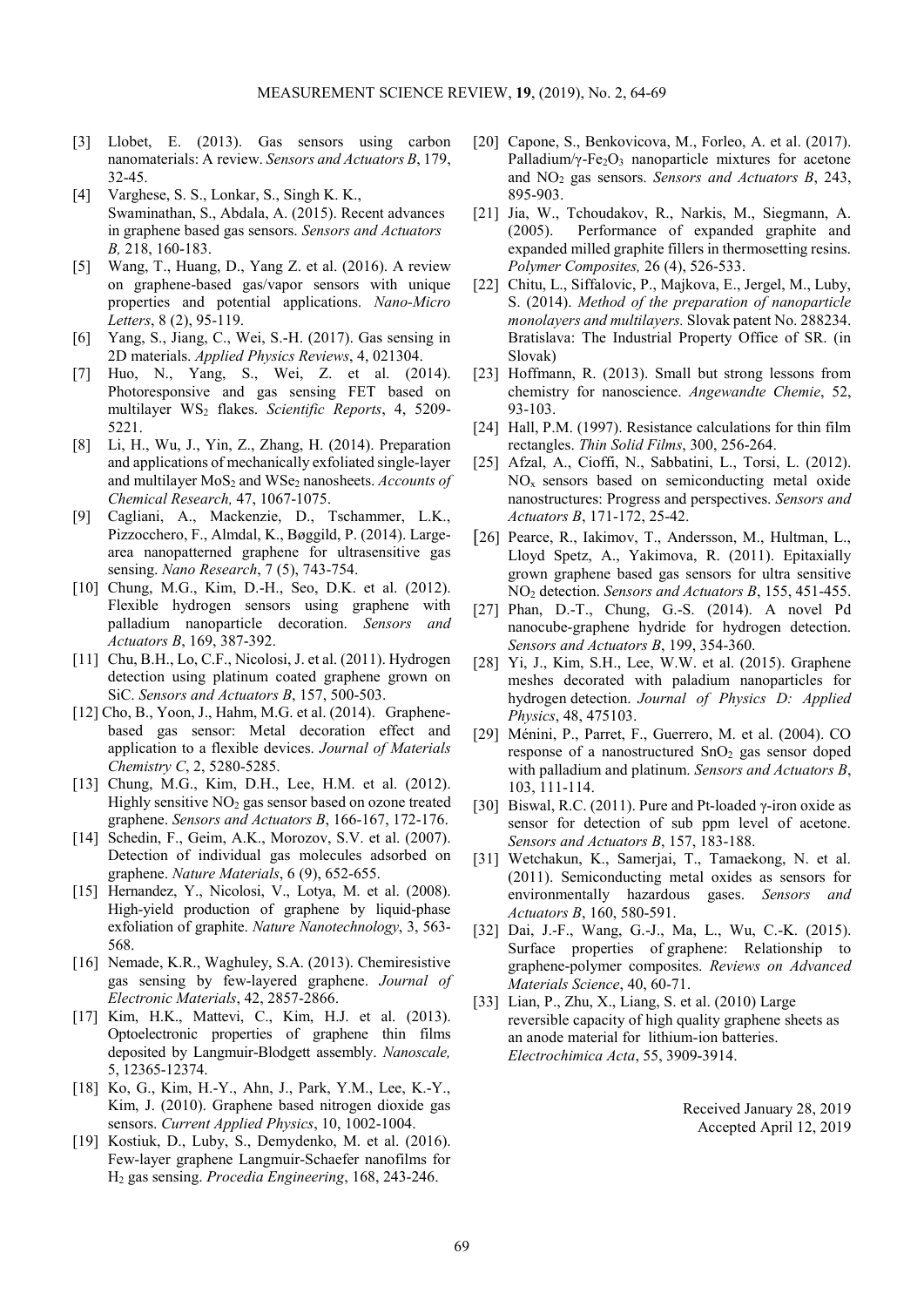[3] Llobet, E. (2013). Gas sensors using carbon nanomaterials: A review. *Sensors and Actuators B*, 179, 32-45.

[4] Varghese, S. S., Lonkar, S., Singh K. K., Swaminathan, S., Abdala, A. (2015). Recent advances in graphene based gas sensors. *Sensors and Actuators B,* 218, 160-183.

[5] Wang, T., Huang, D., Yang Z. et al. (2016). A review on graphene-based gas/vapor sensors with unique properties and potential applications. *Nano-Micro Letters*, 8 (2), 95-119.

[6] Yang, S., Jiang, C., Wei, S.-H. (2017). Gas sensing in 2D materials. *Applied Physics Reviews*, 4, 021304.

[7] Huo, N., Yang, S., Wei, Z. et al. (2014). Photoresponsive and gas sensing FET based on multilayer $WS_2$ flakes. *Scientific Reports*, 4, 5209-5221.

[8] Li, H., Wu, J., Yin, Z., Zhang, H. (2014). Preparation and applications of mechanically exfoliated single-layer and multilayer $MoS_2$ and $WSe_2$ nanosheets. *Accounts of Chemical Research,* 47, 1067-1075.

[9] Cagliani, A., Mackenzie, D., Tschammer, L.K., Pizzocchero, F., Almdal, K., Bøggild, P. (2014). Large-area nanopatterned graphene for ultrasensitive gas sensing. *Nano Research*, 7 (5), 743-754.

[10] Chung, M.G., Kim, D.-H., Seo, D.K. et al. (2012). Flexible hydrogen sensors using graphene with palladium nanoparticle decoration. *Sensors and Actuators B*, 169, 387-392.

[11] Chu, B.H., Lo, C.F., Nicolosi, J. et al. (2011). Hydrogen detection using platinum coated graphene grown on SiC. *Sensors and Actuators B*, 157, 500-503.

[12] Cho, B., Yoon, J., Hahm, M.G. et al. (2014). Graphene-based gas sensor: Metal decoration effect and application to a flexible devices. *Journal of Materials Chemistry C*, 2, 5280-5285.

[13] Chung, M.G., Kim, D.H., Lee, H.M. et al. (2012). Highly sensitive $NO_2$ gas sensor based on ozone treated graphene. *Sensors and Actuators B*, 166-167, 172-176.

[14] Schedin, F., Geim, A.K., Morozov, S.V. et al. (2007). Detection of individual gas molecules adsorbed on graphene. *Nature Materials*, 6 (9), 652-655.

[15] Hernandez, Y., Nicolosi, V., Lotya, M. et al. (2008). High-yield production of graphene by liquid-phase exfoliation of graphite. *Nature Nanotechnology*, 3, 563-568.

[16] Nemade, K.R., Waghuley, S.A. (2013). Chemiresistive gas sensing by few-layered graphene. *Journal of Electronic Materials*, 42, 2857-2866.

[17] Kim, H.K., Mattevi, C., Kim, H.J. et al. (2013). Optoelectronic properties of graphene thin films deposited by Langmuir-Blodgett assembly. *Nanoscale,* 5, 12365-12374.

[18] Ko, G., Kim, H.-Y., Ahn, J., Park, Y.M., Lee, K.-Y., Kim, J. (2010). Graphene based nitrogen dioxide gas sensors. *Current Applied Physics*, 10, 1002-1004.

[19] Kostiuk, D., Luby, S., Demydenko, M. et al. (2016). Few-layer graphene Langmuir-Schaefer nanofilms for $H_2$ gas sensing. *Procedia Engineering*, 168, 243-246.

[20] Capone, S., Benkovicova, M., Forleo, A. et al. (2017). Palladium/γ-$Fe_2O_3$ nanoparticle mixtures for acetone and $NO_2$ gas sensors. *Sensors and Actuators B*, 243, 895-903.

[21] Jia, W., Tchoudakov, R., Narkis, M., Siegmann, A. (2005). Performance of expanded graphite and expanded milled graphite fillers in thermosetting resins. *Polymer Composites,* 26 (4), 526-533.

[22] Chitu, L., Siffalovic, P., Majkova, E., Jergel, M., Luby, S. (2014). *Method of the preparation of nanoparticle monolayers and multilayers.* Slovak patent No. 288234. Bratislava: The Industrial Property Office of SR. (in Slovak)

[23] Hoffmann, R. (2013). Small but strong lessons from chemistry for nanoscience. *Angewandte Chemie*, 52, 93-103.

[24] Hall, P.M. (1997). Resistance calculations for thin film rectangles. *Thin Solid Films*, 300, 256-264.

[25] Afzal, A., Cioffi, N., Sabbatini, L., Torsi, L. (2012). $NO_x$ sensors based on semiconducting metal oxide nanostructures: Progress and perspectives. *Sensors and Actuators B*, 171-172, 25-42.

[26] Pearce, R., Iakimov, T., Andersson, M., Hultman, L., Lloyd Spetz, A., Yakimova, R. (2011). Epitaxially grown graphene based gas sensors for ultra sensitive $NO_2$ detection. *Sensors and Actuators B*, 155, 451-455.

[27] Phan, D.-T., Chung, G.-S. (2014). A novel Pd nanocube-graphene hydride for hydrogen detection. *Sensors and Actuators B*, 199, 354-360.

[28] Yi, J., Kim, S.H., Lee, W.W. et al. (2015). Graphene meshes decorated with paladium nanoparticles for hydrogen detection. *Journal of Physics D: Applied Physics*, 48, 475103.

[29] Ménini, P., Parret, F., Guerrero, M. et al. (2004). CO response of a nanostructured $SnO_2$ gas sensor doped with palladium and platinum. *Sensors and Actuators B*, 103, 111-114.

[30] Biswal, R.C. (2011). Pure and Pt-loaded γ-iron oxide as sensor for detection of sub ppm level of acetone. *Sensors and Actuators B*, 157, 183-188.

[31] Wetchakun, K., Samerjai, T., Tamaekong, N. et al. (2011). Semiconducting metal oxides as sensors for environmentally hazardous gases. *Sensors and Actuators B*, 160, 580-591.

[32] Dai, J.-F., Wang, G.-J., Ma, L., Wu, C.-K. (2015). Surface properties of graphene: Relationship to graphene-polymer composites. *Reviews on Advanced Materials Science*, 40, 60-71.

[33] Lian, P., Zhu, X., Liang, S. et al. (2010) Large reversible capacity of high quality graphene sheets as an anode material for lithium-ion batteries. *Electrochimica Acta*, 55, 3909-3914.

Received January 28, 2019
Accepted April 12, 2019